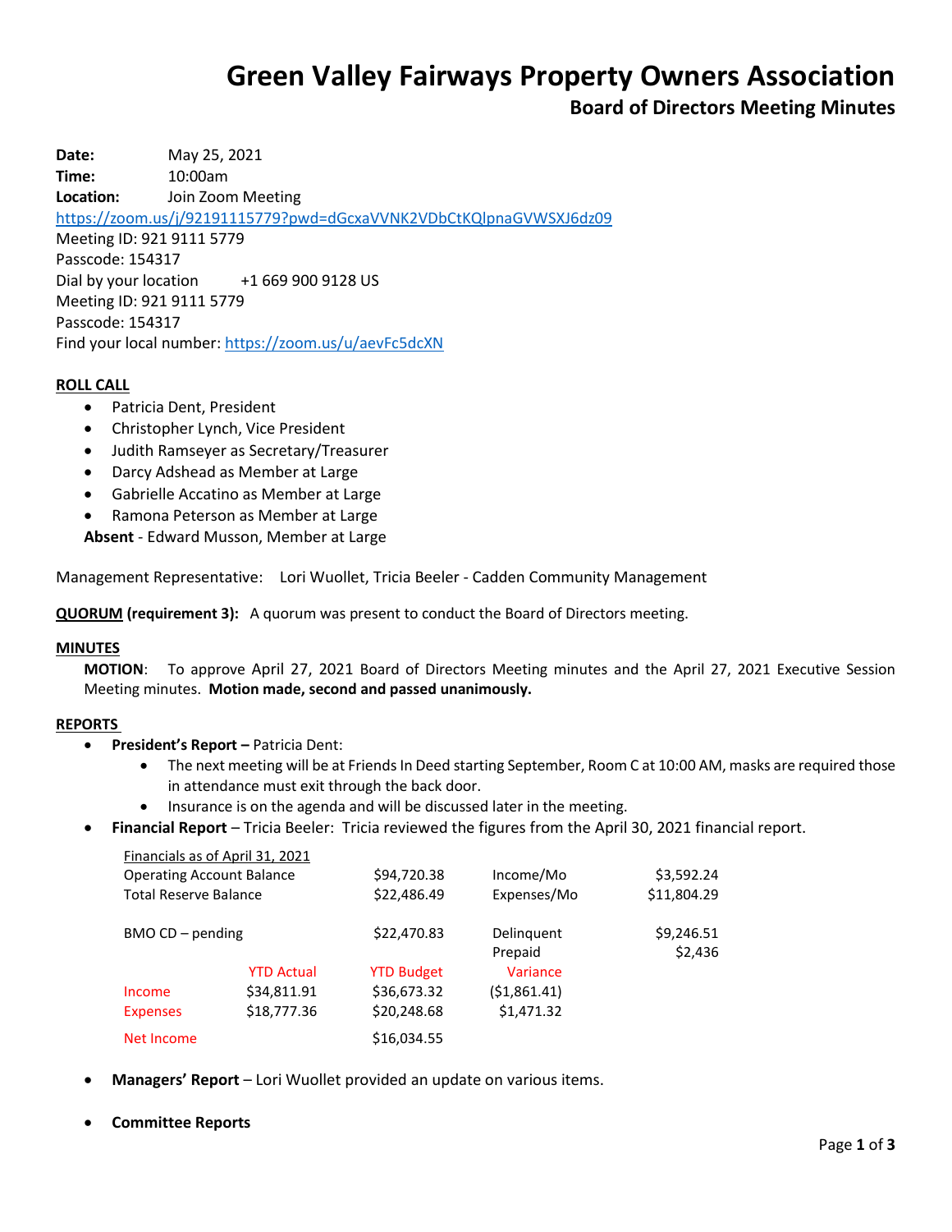# Green Valley Fairways Property Owners Association

## Board of Directors Meeting Minutes

**Date:** May 25, 2021
**Time:** 10:00am
**Location:** Join Zoom Meeting
https://zoom.us/j/92191115779?pwd=dGcxaVVNK2VDbCtKQlpnaGVWSXJ6dz09
Meeting ID: 921 9111 5779
Passcode: 154317
Dial by your location +1 669 900 9128 US
Meeting ID: 921 9111 5779
Passcode: 154317
Find your local number: https://zoom.us/u/aevFc5dcXN

**ROLL CALL**

- Patricia Dent, President
- Christopher Lynch, Vice President
- Judith Ramseyer as Secretary/Treasurer
- Darcy Adshead as Member at Large
- Gabrielle Accatino as Member at Large
- Ramona Peterson as Member at Large

**Absent** - Edward Musson, Member at Large

Management Representative: Lori Wuollet, Tricia Beeler - Cadden Community Management

**QUORUM (requirement 3):** A quorum was present to conduct the Board of Directors meeting.

**MINUTES**

**MOTION**: To approve April 27, 2021 Board of Directors Meeting minutes and the April 27, 2021 Executive Session Meeting minutes. **Motion made, second and passed unanimously.**

**REPORTS**

- **President's Report –** Patricia Dent:
  - The next meeting will be at Friends In Deed starting September, Room C at 10:00 AM, masks are required those in attendance must exit through the back door.
  - Insurance is on the agenda and will be discussed later in the meeting.
- **Financial Report** – Tricia Beeler: Tricia reviewed the figures from the April 30, 2021 financial report.

Financials as of April 31, 2021

| | | | | |
|---|---|---|---|---|
| Operating Account Balance | | $94,720.38 | Income/Mo | $3,592.24 |
| Total Reserve Balance | | $22,486.49 | Expenses/Mo | $11,804.29 |
| BMO CD – pending | | $22,470.83 | Delinquent | $9,246.51 |
| | | | Prepaid | $2,436 |
| | YTD Actual | YTD Budget | Variance | |
| Income | $34,811.91 | $36,673.32 | ($1,861.41) | |
| Expenses | $18,777.36 | $20,248.68 | $1,471.32 | |
| Net Income | | $16,034.55 | | |

- **Managers' Report** – Lori Wuollet provided an update on various items.
- **Committee Reports**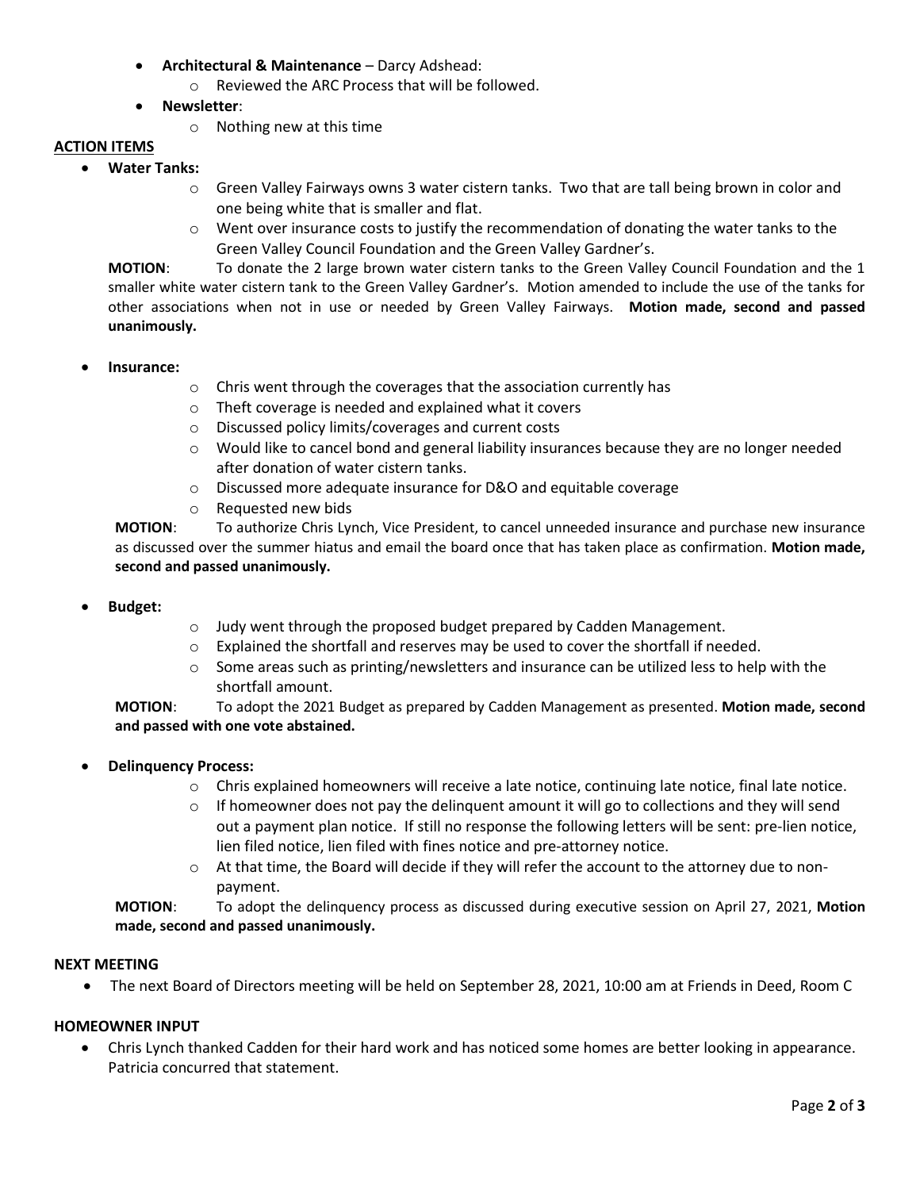- **Architectural & Maintenance** – Darcy Adshead:
  - Reviewed the ARC Process that will be followed.
- **Newsletter**:
  - Nothing new at this time

## ACTION ITEMS

- **Water Tanks:**
  - Green Valley Fairways owns 3 water cistern tanks. Two that are tall being brown in color and one being white that is smaller and flat.
  - Went over insurance costs to justify the recommendation of donating the water tanks to the Green Valley Council Foundation and the Green Valley Gardner's.

**MOTION**: To donate the 2 large brown water cistern tanks to the Green Valley Council Foundation and the 1 smaller white water cistern tank to the Green Valley Gardner's. Motion amended to include the use of the tanks for other associations when not in use or needed by Green Valley Fairways. **Motion made, second and passed unanimously.**

- **Insurance:**
  - Chris went through the coverages that the association currently has
  - Theft coverage is needed and explained what it covers
  - Discussed policy limits/coverages and current costs
  - Would like to cancel bond and general liability insurances because they are no longer needed after donation of water cistern tanks.
  - Discussed more adequate insurance for D&O and equitable coverage
  - Requested new bids

**MOTION**: To authorize Chris Lynch, Vice President, to cancel unneeded insurance and purchase new insurance as discussed over the summer hiatus and email the board once that has taken place as confirmation. **Motion made, second and passed unanimously.**

- **Budget:**
  - Judy went through the proposed budget prepared by Cadden Management.
  - Explained the shortfall and reserves may be used to cover the shortfall if needed.
  - Some areas such as printing/newsletters and insurance can be utilized less to help with the shortfall amount.

**MOTION**: To adopt the 2021 Budget as prepared by Cadden Management as presented. **Motion made, second and passed with one vote abstained.**

- **Delinquency Process:**
  - Chris explained homeowners will receive a late notice, continuing late notice, final late notice.
  - If homeowner does not pay the delinquent amount it will go to collections and they will send out a payment plan notice. If still no response the following letters will be sent: pre-lien notice, lien filed notice, lien filed with fines notice and pre-attorney notice.
  - At that time, the Board will decide if they will refer the account to the attorney due to non-payment.

**MOTION**: To adopt the delinquency process as discussed during executive session on April 27, 2021, **Motion made, second and passed unanimously.**

## NEXT MEETING

- The next Board of Directors meeting will be held on September 28, 2021, 10:00 am at Friends in Deed, Room C

## HOMEOWNER INPUT

- Chris Lynch thanked Cadden for their hard work and has noticed some homes are better looking in appearance. Patricia concurred that statement.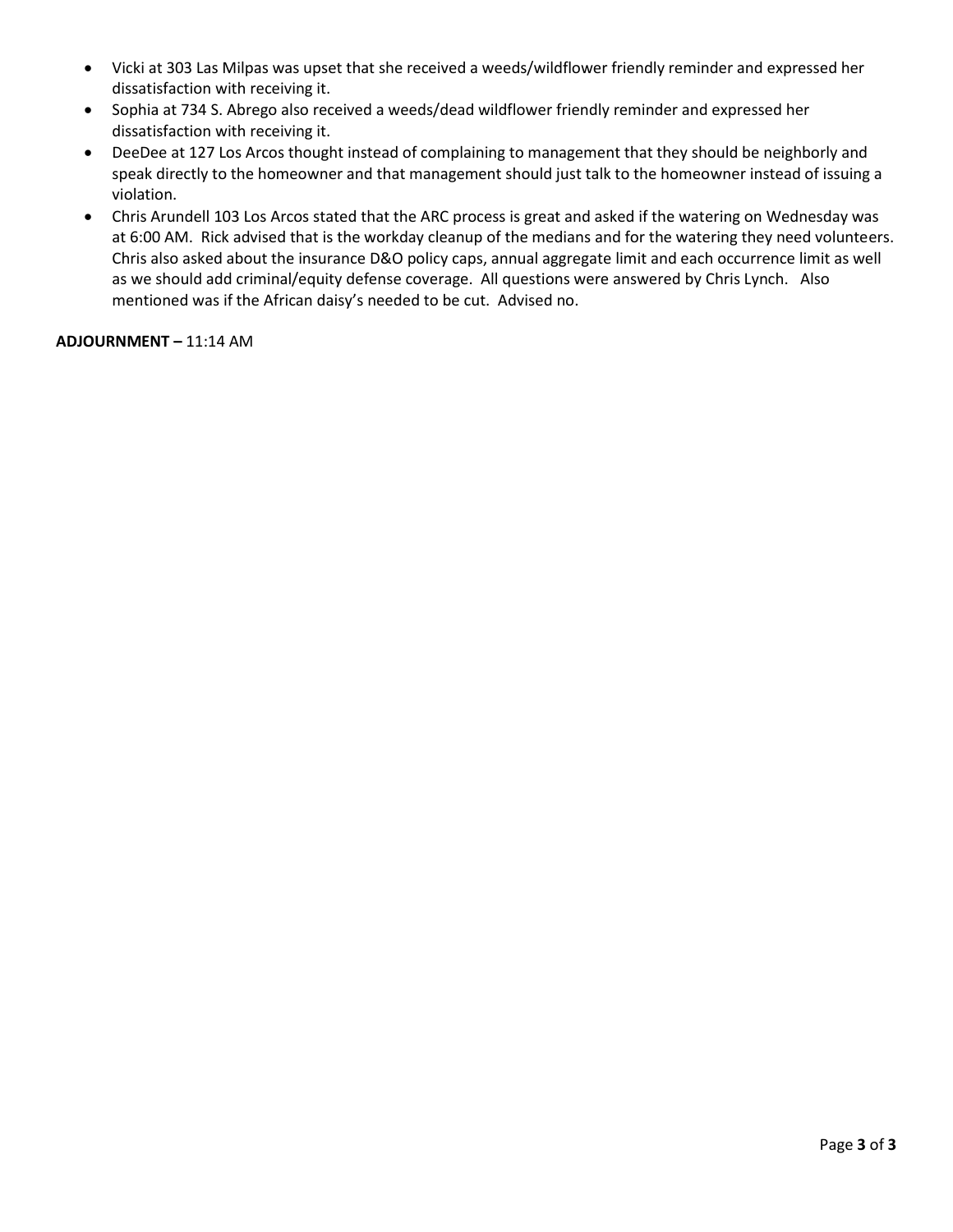- Vicki at 303 Las Milpas was upset that she received a weeds/wildflower friendly reminder and expressed her dissatisfaction with receiving it.
- Sophia at 734 S. Abrego also received a weeds/dead wildflower friendly reminder and expressed her dissatisfaction with receiving it.
- DeeDee at 127 Los Arcos thought instead of complaining to management that they should be neighborly and speak directly to the homeowner and that management should just talk to the homeowner instead of issuing a violation.
- Chris Arundell 103 Los Arcos stated that the ARC process is great and asked if the watering on Wednesday was at 6:00 AM. Rick advised that is the workday cleanup of the medians and for the watering they need volunteers. Chris also asked about the insurance D&O policy caps, annual aggregate limit and each occurrence limit as well as we should add criminal/equity defense coverage. All questions were answered by Chris Lynch. Also mentioned was if the African daisy's needed to be cut. Advised no.

**ADJOURNMENT –** 11:14 AM